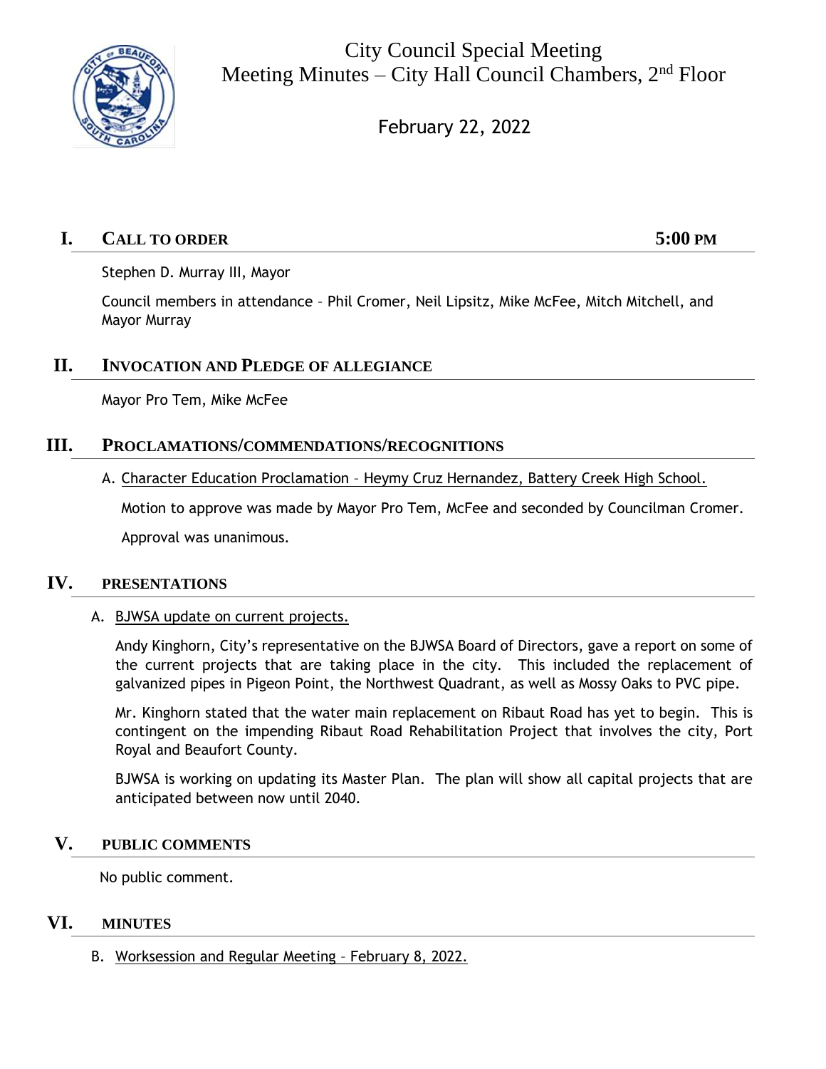# City Council Special Meeting

## Meeting Minutes – City Hall Council Chambers, 2nd Floor

February 22, 2022

## I. CALL TO ORDER 5:00 PM

Stephen D. Murray III, Mayor

Council members in attendance – Phil Cromer, Neil Lipsitz, Mike McFee, Mitch Mitchell, and Mayor Murray

## II. INVOCATION AND PLEDGE OF ALLEGIANCE

Mayor Pro Tem, Mike McFee

## III. PROCLAMATIONS/COMMENDATIONS/RECOGNITIONS

A. Character Education Proclamation – Heymy Cruz Hernandez, Battery Creek High School.

Motion to approve was made by Mayor Pro Tem, McFee and seconded by Councilman Cromer.

Approval was unanimous.

## IV. PRESENTATIONS

A. BJWSA update on current projects.

Andy Kinghorn, City's representative on the BJWSA Board of Directors, gave a report on some of the current projects that are taking place in the city. This included the replacement of galvanized pipes in Pigeon Point, the Northwest Quadrant, as well as Mossy Oaks to PVC pipe.

Mr. Kinghorn stated that the water main replacement on Ribaut Road has yet to begin. This is contingent on the impending Ribaut Road Rehabilitation Project that involves the city, Port Royal and Beaufort County.

BJWSA is working on updating its Master Plan. The plan will show all capital projects that are anticipated between now until 2040.

## V. PUBLIC COMMENTS

No public comment.

## VI. MINUTES

B. Worksession and Regular Meeting – February 8, 2022.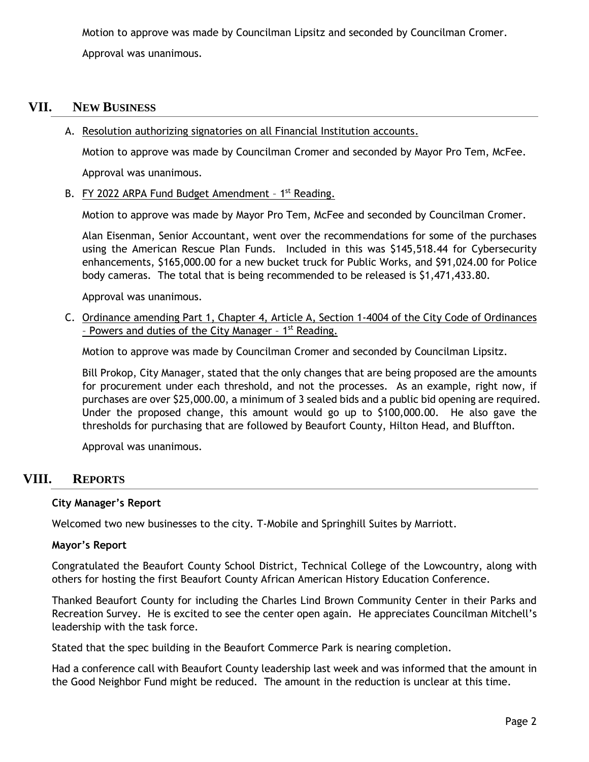Motion to approve was made by Councilman Lipsitz and seconded by Councilman Cromer.

Approval was unanimous.

## VII. New Business

A. Resolution authorizing signatories on all Financial Institution accounts.

Motion to approve was made by Councilman Cromer and seconded by Mayor Pro Tem, McFee.

Approval was unanimous.

B. FY 2022 ARPA Fund Budget Amendment – 1st Reading.

Motion to approve was made by Mayor Pro Tem, McFee and seconded by Councilman Cromer.

Alan Eisenman, Senior Accountant, went over the recommendations for some of the purchases using the American Rescue Plan Funds. Included in this was $145,518.44 for Cybersecurity enhancements, $165,000.00 for a new bucket truck for Public Works, and $91,024.00 for Police body cameras. The total that is being recommended to be released is $1,471,433.80.

Approval was unanimous.

C. Ordinance amending Part 1, Chapter 4, Article A, Section 1-4004 of the City Code of Ordinances – Powers and duties of the City Manager – 1st Reading.

Motion to approve was made by Councilman Cromer and seconded by Councilman Lipsitz.

Bill Prokop, City Manager, stated that the only changes that are being proposed are the amounts for procurement under each threshold, and not the processes. As an example, right now, if purchases are over $25,000.00, a minimum of 3 sealed bids and a public bid opening are required. Under the proposed change, this amount would go up to $100,000.00. He also gave the thresholds for purchasing that are followed by Beaufort County, Hilton Head, and Bluffton.

Approval was unanimous.

## VIII. Reports

**City Manager's Report**

Welcomed two new businesses to the city. T-Mobile and Springhill Suites by Marriott.

**Mayor's Report**

Congratulated the Beaufort County School District, Technical College of the Lowcountry, along with others for hosting the first Beaufort County African American History Education Conference.

Thanked Beaufort County for including the Charles Lind Brown Community Center in their Parks and Recreation Survey. He is excited to see the center open again. He appreciates Councilman Mitchell's leadership with the task force.

Stated that the spec building in the Beaufort Commerce Park is nearing completion.

Had a conference call with Beaufort County leadership last week and was informed that the amount in the Good Neighbor Fund might be reduced. The amount in the reduction is unclear at this time.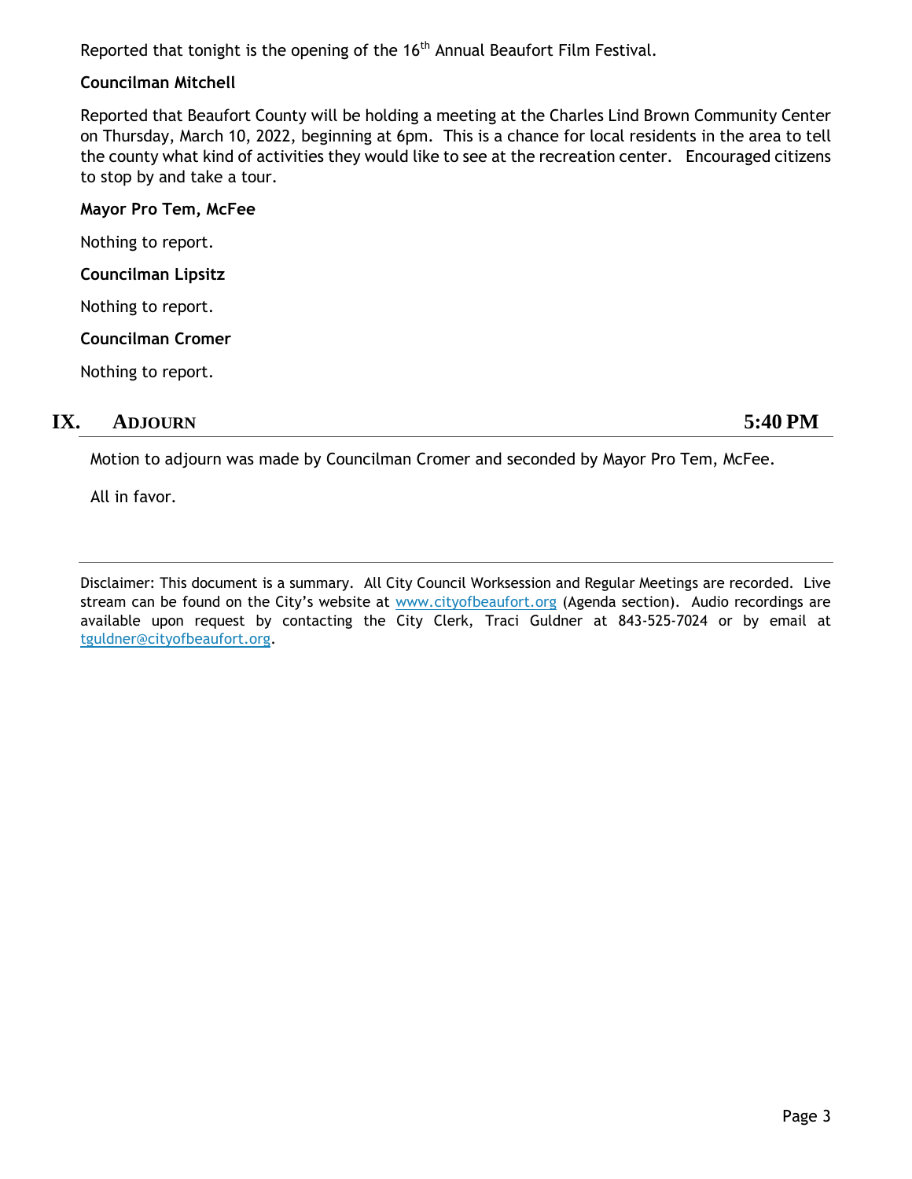Reported that tonight is the opening of the 16th Annual Beaufort Film Festival.

**Councilman Mitchell**

Reported that Beaufort County will be holding a meeting at the Charles Lind Brown Community Center on Thursday, March 10, 2022, beginning at 6pm. This is a chance for local residents in the area to tell the county what kind of activities they would like to see at the recreation center. Encouraged citizens to stop by and take a tour.

**Mayor Pro Tem, McFee**

Nothing to report.

**Councilman Lipsitz**

Nothing to report.

**Councilman Cromer**

Nothing to report.

## IX. ADJOURN 5:40 PM

Motion to adjourn was made by Councilman Cromer and seconded by Mayor Pro Tem, McFee.

All in favor.

---

Disclaimer: This document is a summary. All City Council Worksession and Regular Meetings are recorded. Live stream can be found on the City's website at www.cityofbeaufort.org (Agenda section). Audio recordings are available upon request by contacting the City Clerk, Traci Guldner at 843-525-7024 or by email at tguldner@cityofbeaufort.org.